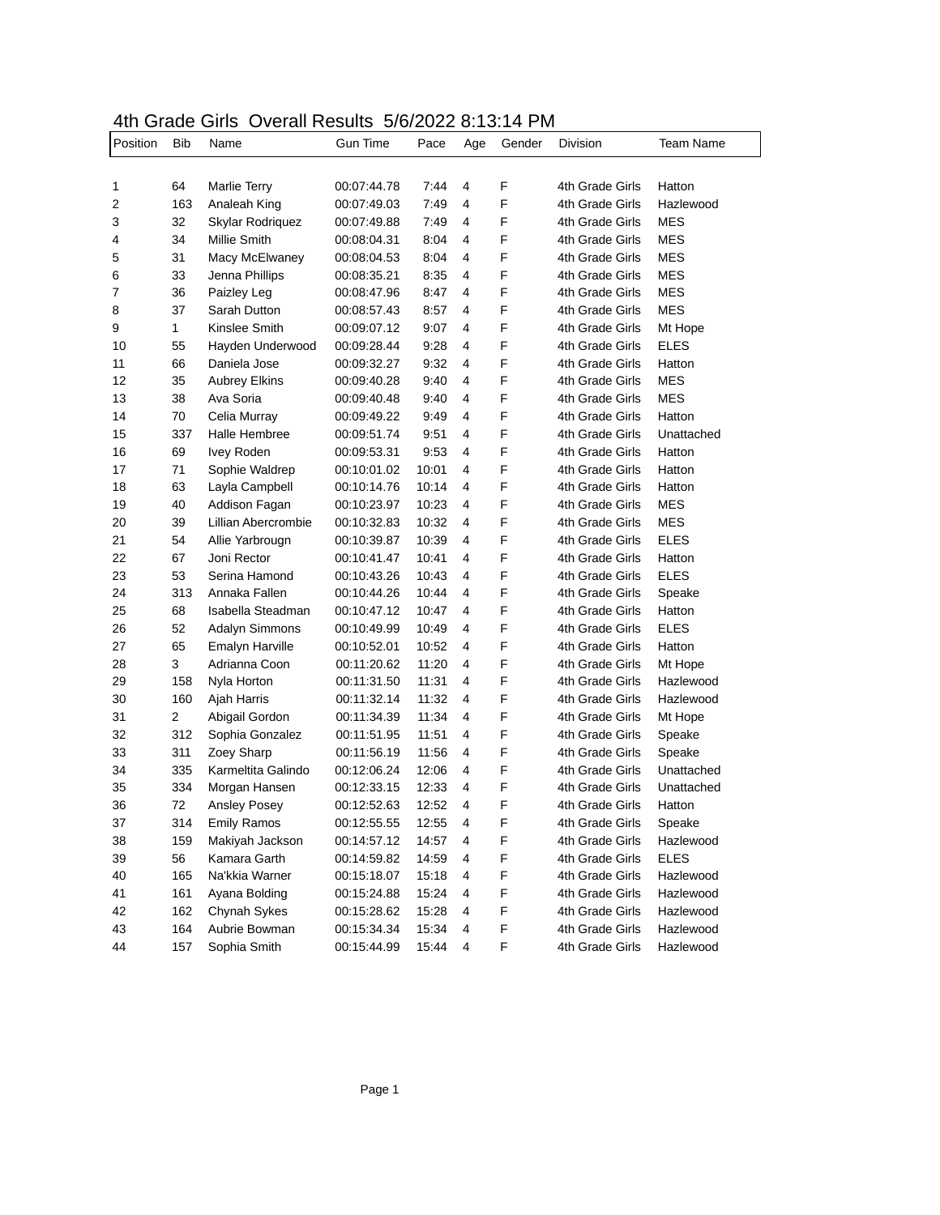# 4th Grade Girls Overall Results 5/6/2022 8:13:14 PM

| Position | Bib | Name | Gun Time | Pace | Age | Gender | Division | Team Name |
|---|---|---|---|---|---|---|---|---|
| 1 | 64 | Marlie Terry | 00:07:44.78 | 7:44 | 4 | F | 4th Grade Girls | Hatton |
| 2 | 163 | Analeah King | 00:07:49.03 | 7:49 | 4 | F | 4th Grade Girls | Hazlewood |
| 3 | 32 | Skylar Rodriquez | 00:07:49.88 | 7:49 | 4 | F | 4th Grade Girls | MES |
| 4 | 34 | Millie Smith | 00:08:04.31 | 8:04 | 4 | F | 4th Grade Girls | MES |
| 5 | 31 | Macy McElwaney | 00:08:04.53 | 8:04 | 4 | F | 4th Grade Girls | MES |
| 6 | 33 | Jenna Phillips | 00:08:35.21 | 8:35 | 4 | F | 4th Grade Girls | MES |
| 7 | 36 | Paizley Leg | 00:08:47.96 | 8:47 | 4 | F | 4th Grade Girls | MES |
| 8 | 37 | Sarah Dutton | 00:08:57.43 | 8:57 | 4 | F | 4th Grade Girls | MES |
| 9 | 1 | Kinslee Smith | 00:09:07.12 | 9:07 | 4 | F | 4th Grade Girls | Mt Hope |
| 10 | 55 | Hayden Underwood | 00:09:28.44 | 9:28 | 4 | F | 4th Grade Girls | ELES |
| 11 | 66 | Daniela Jose | 00:09:32.27 | 9:32 | 4 | F | 4th Grade Girls | Hatton |
| 12 | 35 | Aubrey Elkins | 00:09:40.28 | 9:40 | 4 | F | 4th Grade Girls | MES |
| 13 | 38 | Ava Soria | 00:09:40.48 | 9:40 | 4 | F | 4th Grade Girls | MES |
| 14 | 70 | Celia Murray | 00:09:49.22 | 9:49 | 4 | F | 4th Grade Girls | Hatton |
| 15 | 337 | Halle Hembree | 00:09:51.74 | 9:51 | 4 | F | 4th Grade Girls | Unattached |
| 16 | 69 | Ivey Roden | 00:09:53.31 | 9:53 | 4 | F | 4th Grade Girls | Hatton |
| 17 | 71 | Sophie Waldrep | 00:10:01.02 | 10:01 | 4 | F | 4th Grade Girls | Hatton |
| 18 | 63 | Layla Campbell | 00:10:14.76 | 10:14 | 4 | F | 4th Grade Girls | Hatton |
| 19 | 40 | Addison Fagan | 00:10:23.97 | 10:23 | 4 | F | 4th Grade Girls | MES |
| 20 | 39 | Lillian Abercrombie | 00:10:32.83 | 10:32 | 4 | F | 4th Grade Girls | MES |
| 21 | 54 | Allie Yarbrougn | 00:10:39.87 | 10:39 | 4 | F | 4th Grade Girls | ELES |
| 22 | 67 | Joni Rector | 00:10:41.47 | 10:41 | 4 | F | 4th Grade Girls | Hatton |
| 23 | 53 | Serina Hamond | 00:10:43.26 | 10:43 | 4 | F | 4th Grade Girls | ELES |
| 24 | 313 | Annaka Fallen | 00:10:44.26 | 10:44 | 4 | F | 4th Grade Girls | Speake |
| 25 | 68 | Isabella Steadman | 00:10:47.12 | 10:47 | 4 | F | 4th Grade Girls | Hatton |
| 26 | 52 | Adalyn Simmons | 00:10:49.99 | 10:49 | 4 | F | 4th Grade Girls | ELES |
| 27 | 65 | Emalyn Harville | 00:10:52.01 | 10:52 | 4 | F | 4th Grade Girls | Hatton |
| 28 | 3 | Adrianna Coon | 00:11:20.62 | 11:20 | 4 | F | 4th Grade Girls | Mt Hope |
| 29 | 158 | Nyla Horton | 00:11:31.50 | 11:31 | 4 | F | 4th Grade Girls | Hazlewood |
| 30 | 160 | Ajah Harris | 00:11:32.14 | 11:32 | 4 | F | 4th Grade Girls | Hazlewood |
| 31 | 2 | Abigail Gordon | 00:11:34.39 | 11:34 | 4 | F | 4th Grade Girls | Mt Hope |
| 32 | 312 | Sophia Gonzalez | 00:11:51.95 | 11:51 | 4 | F | 4th Grade Girls | Speake |
| 33 | 311 | Zoey Sharp | 00:11:56.19 | 11:56 | 4 | F | 4th Grade Girls | Speake |
| 34 | 335 | Karmeltita Galindo | 00:12:06.24 | 12:06 | 4 | F | 4th Grade Girls | Unattached |
| 35 | 334 | Morgan Hansen | 00:12:33.15 | 12:33 | 4 | F | 4th Grade Girls | Unattached |
| 36 | 72 | Ansley Posey | 00:12:52.63 | 12:52 | 4 | F | 4th Grade Girls | Hatton |
| 37 | 314 | Emily Ramos | 00:12:55.55 | 12:55 | 4 | F | 4th Grade Girls | Speake |
| 38 | 159 | Makiyah Jackson | 00:14:57.12 | 14:57 | 4 | F | 4th Grade Girls | Hazlewood |
| 39 | 56 | Kamara Garth | 00:14:59.82 | 14:59 | 4 | F | 4th Grade Girls | ELES |
| 40 | 165 | Na'kkia Warner | 00:15:18.07 | 15:18 | 4 | F | 4th Grade Girls | Hazlewood |
| 41 | 161 | Ayana Bolding | 00:15:24.88 | 15:24 | 4 | F | 4th Grade Girls | Hazlewood |
| 42 | 162 | Chynah Sykes | 00:15:28.62 | 15:28 | 4 | F | 4th Grade Girls | Hazlewood |
| 43 | 164 | Aubrie Bowman | 00:15:34.34 | 15:34 | 4 | F | 4th Grade Girls | Hazlewood |
| 44 | 157 | Sophia Smith | 00:15:44.99 | 15:44 | 4 | F | 4th Grade Girls | Hazlewood |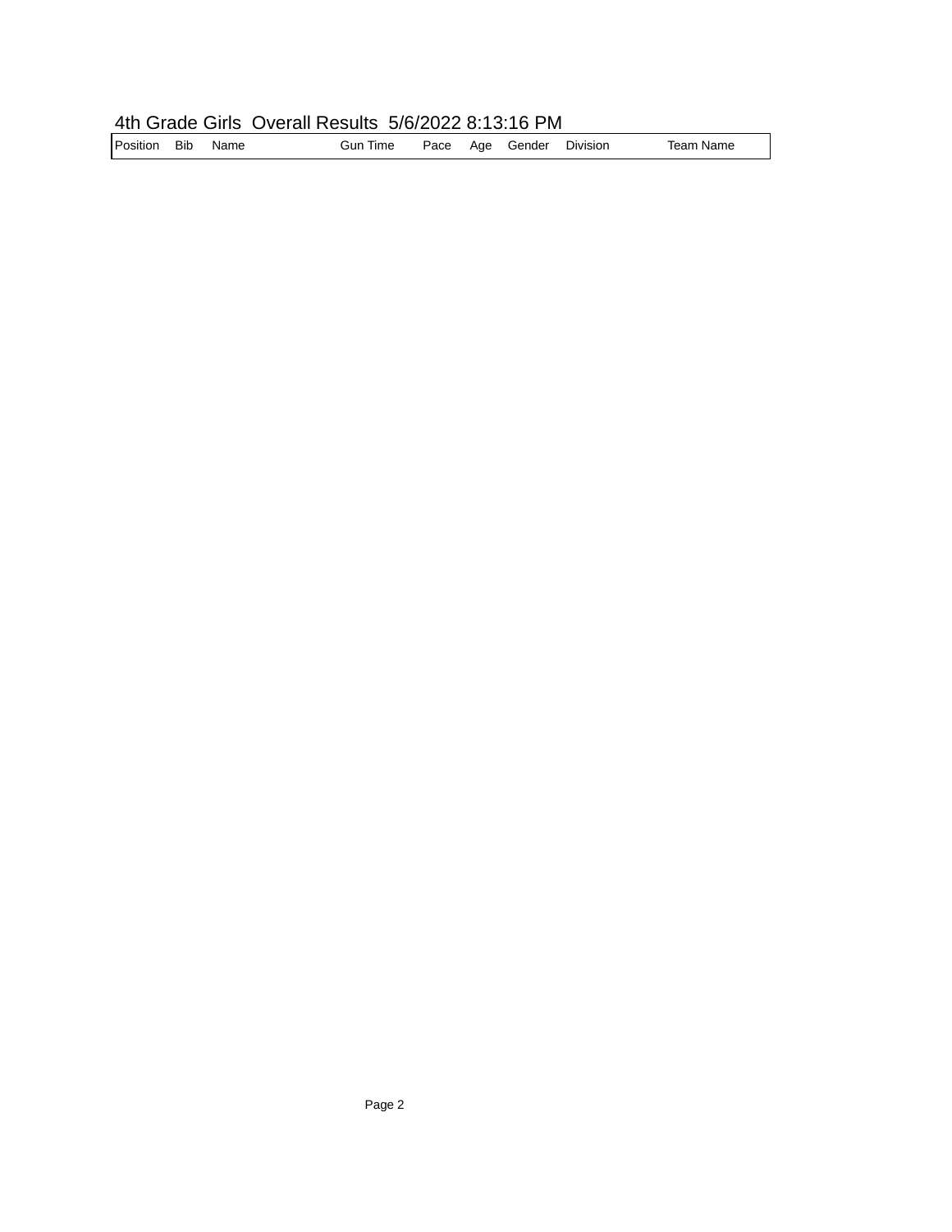4th Grade Girls  Overall Results  5/6/2022 8:13:16 PM

| Position | Bib | Name | Gun Time | Pace | Age | Gender | Division | Team Name |
|---|---|---|---|---|---|---|---|---|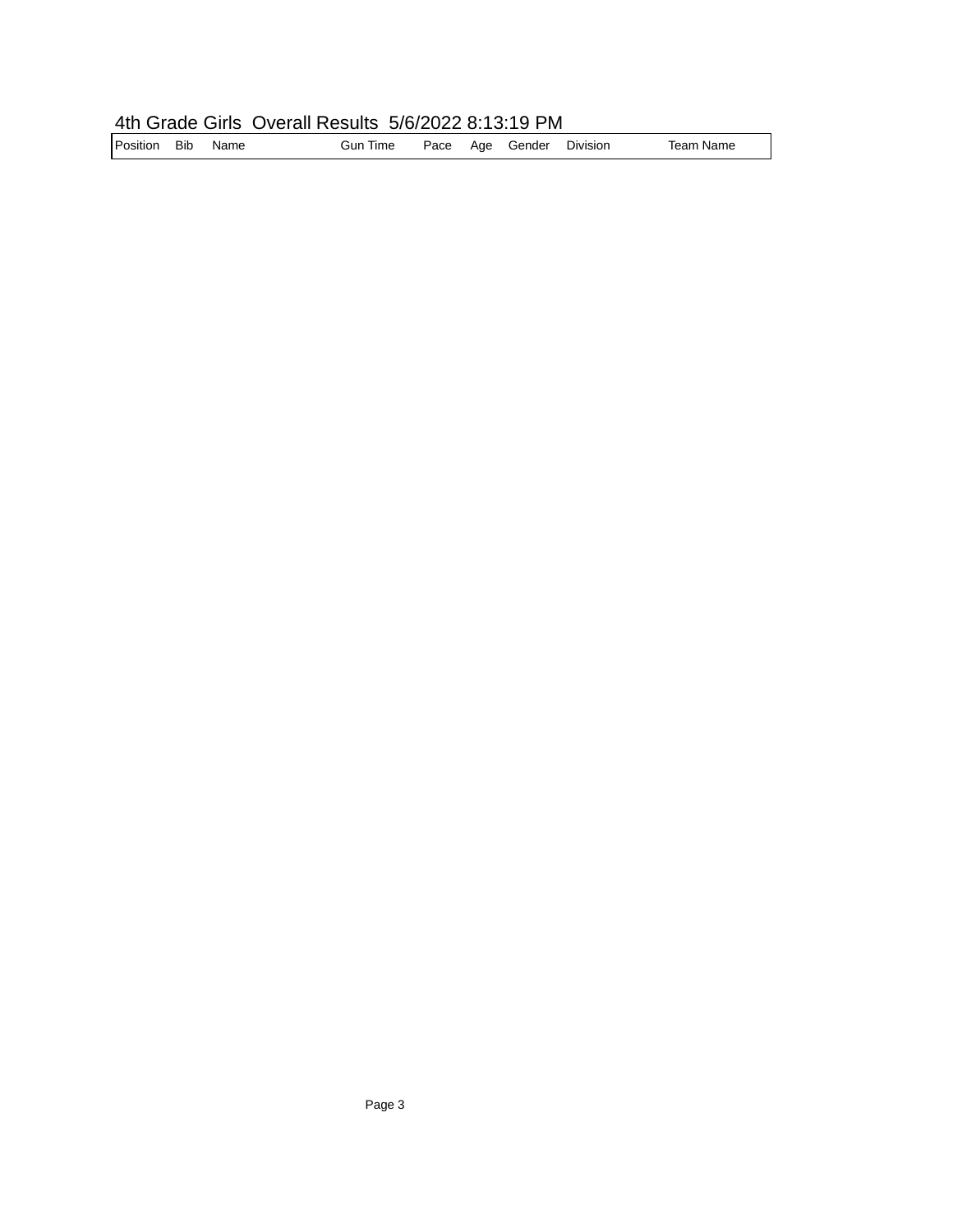4th Grade Girls  Overall Results  5/6/2022 8:13:19 PM

| Position | Bib | Name | Gun Time | Pace | Age | Gender | Division | Team Name |
|---|---|---|---|---|---|---|---|---|